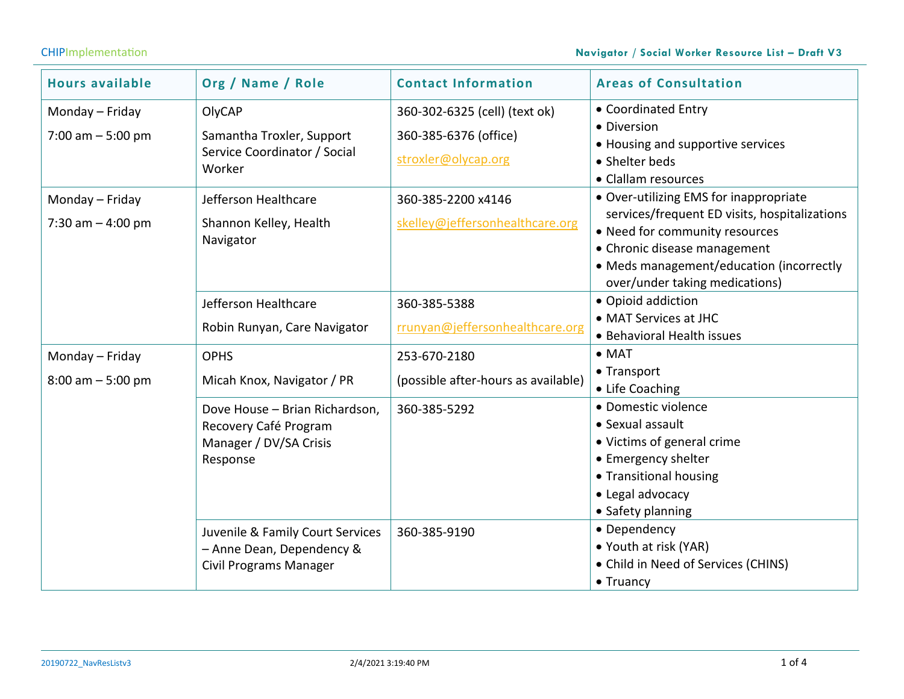| Hours available | Org / Name / Role | Contact Information | Areas of Consultation |
|---|---|---|---|
| Monday – Friday<br>7:00 am – 5:00 pm | OlyCAP<br>Samantha Troxler, Support Service Coordinator / Social Worker | 360-302-6325 (cell) (text ok)<br>360-385-6376 (office)<br>stroxler@olycap.org | • Coordinated Entry<br>• Diversion<br>• Housing and supportive services<br>• Shelter beds<br>• Clallam resources |
| Monday – Friday<br>7:30 am – 4:00 pm | Jefferson Healthcare<br>Shannon Kelley, Health Navigator | 360-385-2200 x4146<br>skelley@jeffersonhealthcare.org | • Over-utilizing EMS for inappropriate services/frequent ED visits, hospitalizations<br>• Need for community resources<br>• Chronic disease management<br>• Meds management/education (incorrectly over/under taking medications) |
| | Jefferson Healthcare<br>Robin Runyan, Care Navigator | 360-385-5388<br>rrunyan@jeffersonhealthcare.org | • Opioid addiction<br>• MAT Services at JHC<br>• Behavioral Health issues |
| Monday – Friday<br>8:00 am – 5:00 pm | OPHS<br>Micah Knox, Navigator / PR | 253-670-2180<br>(possible after-hours as available) | • MAT<br>• Transport<br>• Life Coaching |
| | Dove House – Brian Richardson, Recovery Café Program Manager / DV/SA Crisis Response | 360-385-5292 | • Domestic violence<br>• Sexual assault<br>• Victims of general crime<br>• Emergency shelter<br>• Transitional housing<br>• Legal advocacy<br>• Safety planning |
| | Juvenile & Family Court Services – Anne Dean, Dependency & Civil Programs Manager | 360-385-9190 | • Dependency<br>• Youth at risk (YAR)<br>• Child in Need of Services (CHINS)<br>• Truancy |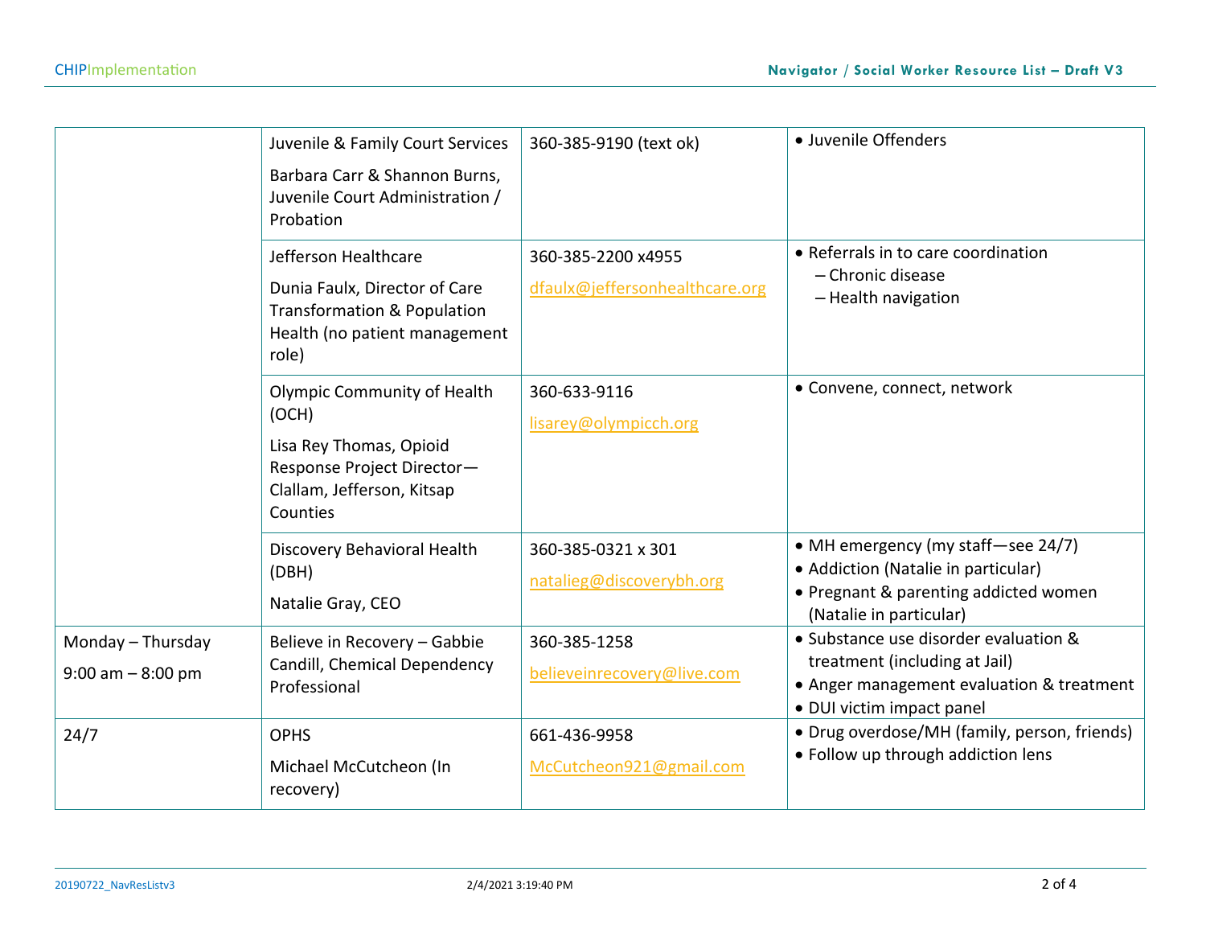| | | | |
|---|---|---|---|
| | Juvenile & Family Court Services<br><br>Barbara Carr & Shannon Burns, Juvenile Court Administration / Probation | 360-385-9190 (text ok) | • Juvenile Offenders |
| | Jefferson Healthcare<br><br>Dunia Faulx, Director of Care Transformation & Population Health (no patient management role) | 360-385-2200 x4955<br><br>dfaulx@jeffersonhealthcare.org | • Referrals in to care coordination<br>– Chronic disease<br>– Health navigation |
| | Olympic Community of Health (OCH)<br><br>Lisa Rey Thomas, Opioid Response Project Director—Clallam, Jefferson, Kitsap Counties | 360-633-9116<br><br>lisarey@olympicch.org | • Convene, connect, network |
| | Discovery Behavioral Health (DBH)<br><br>Natalie Gray, CEO | 360-385-0321 x 301<br><br>natalieg@discoverybh.org | • MH emergency (my staff—see 24/7)<br>• Addiction (Natalie in particular)<br>• Pregnant & parenting addicted women (Natalie in particular) |
| Monday – Thursday<br><br>9:00 am – 8:00 pm | Believe in Recovery – Gabbie Candill, Chemical Dependency Professional | 360-385-1258<br><br>believeinrecovery@live.com | • Substance use disorder evaluation & treatment (including at Jail)<br>• Anger management evaluation & treatment<br>• DUI victim impact panel |
| 24/7 | OPHS<br><br>Michael McCutcheon (In recovery) | 661-436-9958<br><br>McCutcheon921@gmail.com | • Drug overdose/MH (family, person, friends)<br>• Follow up through addiction lens |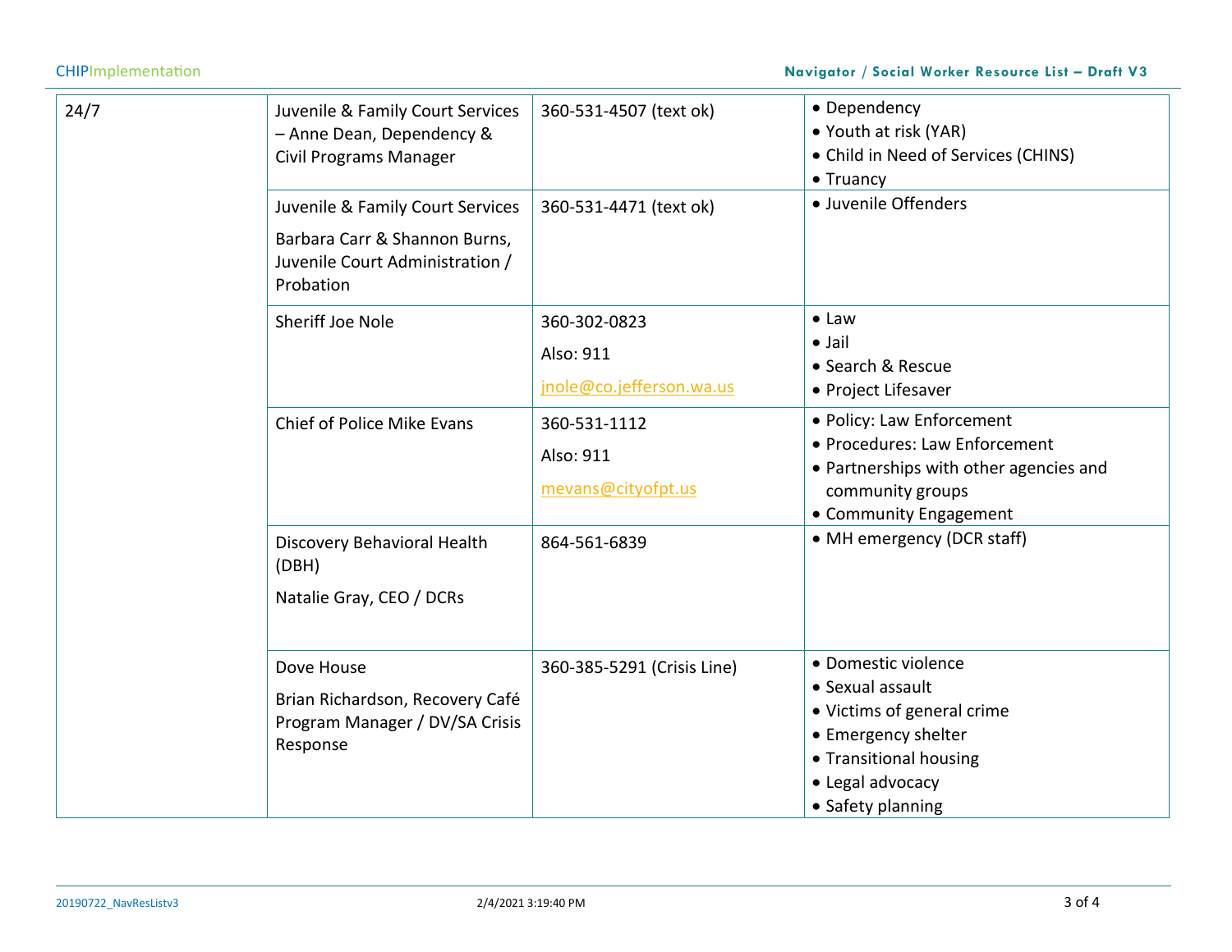| 24/7 | Juvenile & Family Court Services – Anne Dean, Dependency & Civil Programs Manager | 360-531-4507 (text ok) | • Dependency<br>• Youth at risk (YAR)<br>• Child in Need of Services (CHINS)<br>• Truancy |
|---|---|---|---|
| | Juvenile & Family Court Services<br>Barbara Carr & Shannon Burns, Juvenile Court Administration / Probation | 360-531-4471 (text ok) | • Juvenile Offenders |
| | Sheriff Joe Nole | 360-302-0823<br>Also: 911<br>jnole@co.jefferson.wa.us | • Law<br>• Jail<br>• Search & Rescue<br>• Project Lifesaver |
| | Chief of Police Mike Evans | 360-531-1112<br>Also: 911<br>mevans@cityofpt.us | • Policy: Law Enforcement<br>• Procedures: Law Enforcement<br>• Partnerships with other agencies and community groups<br>• Community Engagement |
| | Discovery Behavioral Health (DBH)<br>Natalie Gray, CEO / DCRs | 864-561-6839 | • MH emergency (DCR staff) |
| | Dove House<br>Brian Richardson, Recovery Café Program Manager / DV/SA Crisis Response | 360-385-5291 (Crisis Line) | • Domestic violence<br>• Sexual assault<br>• Victims of general crime<br>• Emergency shelter<br>• Transitional housing<br>• Legal advocacy<br>• Safety planning |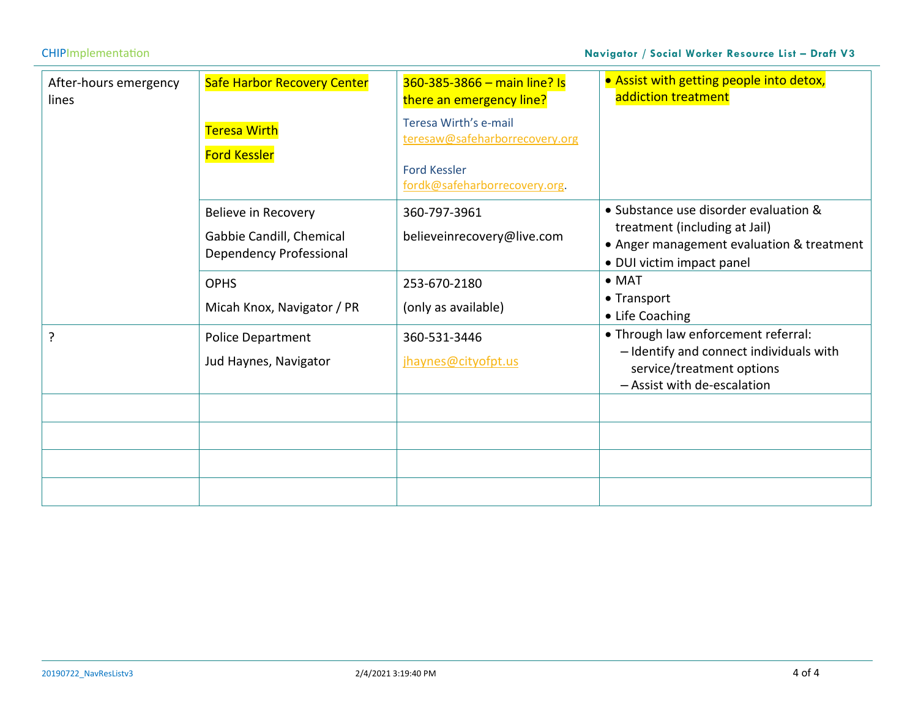| | | | |
|---|---|---|---|
| After-hours emergency lines | Safe Harbor Recovery Center<br><br>Teresa Wirth<br>Ford Kessler | 360-385-3866 – main line? Is there an emergency line?<br>Teresa Wirth's e-mail teresaw@safeharborrecovery.org<br>Ford Kessler fordk@safeharborrecovery.org. | • Assist with getting people into detox, addiction treatment |
| | Believe in Recovery<br>Gabbie Candill, Chemical Dependency Professional | 360-797-3961<br>believeinrecovery@live.com | • Substance use disorder evaluation & treatment (including at Jail)<br>• Anger management evaluation & treatment<br>• DUI victim impact panel |
| | OPHS<br>Micah Knox, Navigator / PR | 253-670-2180<br>(only as available) | • MAT<br>• Transport<br>• Life Coaching |
| ? | Police Department<br>Jud Haynes, Navigator | 360-531-3446<br>jhaynes@cityofpt.us | • Through law enforcement referral:<br>– Identify and connect individuals with service/treatment options<br>– Assist with de-escalation |
| | | | |
| | | | |
| | | | |
| | | | |